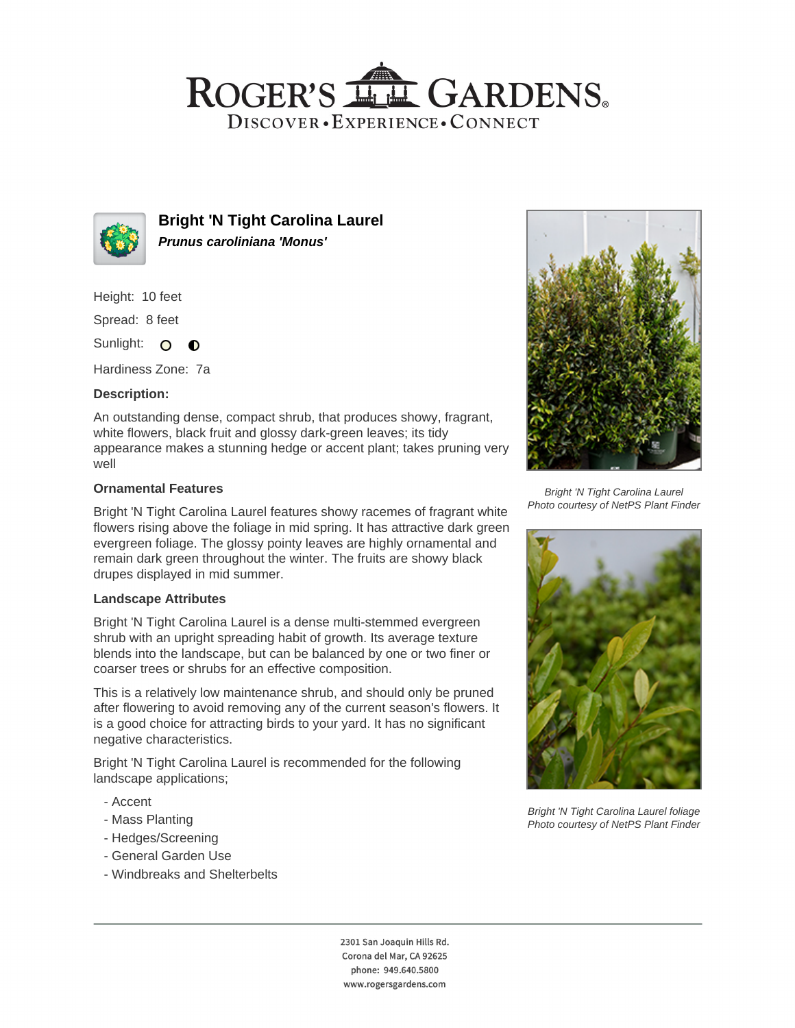# Roger's Gardens

Discover • Experience • Connect

## Bright 'N Tight Carolina Laurel

***Prunus caroliniana 'Monus'***

Height: 10 feet

Spread: 8 feet

Sunlight:

Hardiness Zone: 7a

### Description:

An outstanding dense, compact shrub, that produces showy, fragrant, white flowers, black fruit and glossy dark-green leaves; its tidy appearance makes a stunning hedge or accent plant; takes pruning very well

### Ornamental Features

Bright 'N Tight Carolina Laurel features showy racemes of fragrant white flowers rising above the foliage in mid spring. It has attractive dark green evergreen foliage. The glossy pointy leaves are highly ornamental and remain dark green throughout the winter. The fruits are showy black drupes displayed in mid summer.

### Landscape Attributes

Bright 'N Tight Carolina Laurel is a dense multi-stemmed evergreen shrub with an upright spreading habit of growth. Its average texture blends into the landscape, but can be balanced by one or two finer or coarser trees or shrubs for an effective composition.

This is a relatively low maintenance shrub, and should only be pruned after flowering to avoid removing any of the current season's flowers. It is a good choice for attracting birds to your yard. It has no significant negative characteristics.

Bright 'N Tight Carolina Laurel is recommended for the following landscape applications;

- Accent
- Mass Planting
- Hedges/Screening
- General Garden Use
- Windbreaks and Shelterbelts

*Bright 'N Tight Carolina Laurel*
*Photo courtesy of NetPS Plant Finder*

*Bright 'N Tight Carolina Laurel foliage*
*Photo courtesy of NetPS Plant Finder*

2301 San Joaquin Hills Rd.
Corona del Mar, CA 92625
phone: 949.640.5800
www.rogersgardens.com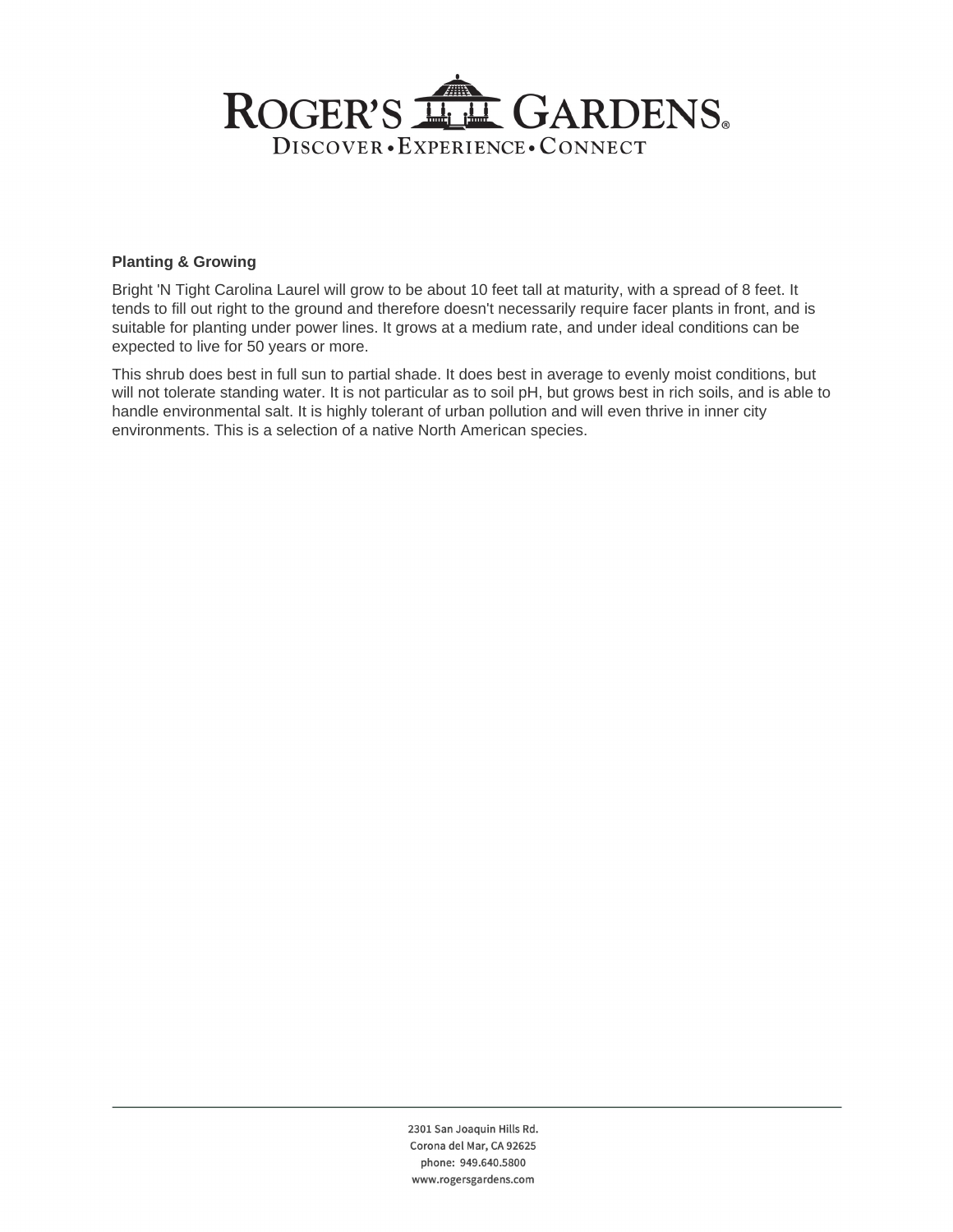#### Planting & Growing

Bright 'N Tight Carolina Laurel will grow to be about 10 feet tall at maturity, with a spread of 8 feet. It tends to fill out right to the ground and therefore doesn't necessarily require facer plants in front, and is suitable for planting under power lines. It grows at a medium rate, and under ideal conditions can be expected to live for 50 years or more.

This shrub does best in full sun to partial shade. It does best in average to evenly moist conditions, but will not tolerate standing water. It is not particular as to soil pH, but grows best in rich soils, and is able to handle environmental salt. It is highly tolerant of urban pollution and will even thrive in inner city environments. This is a selection of a native North American species.